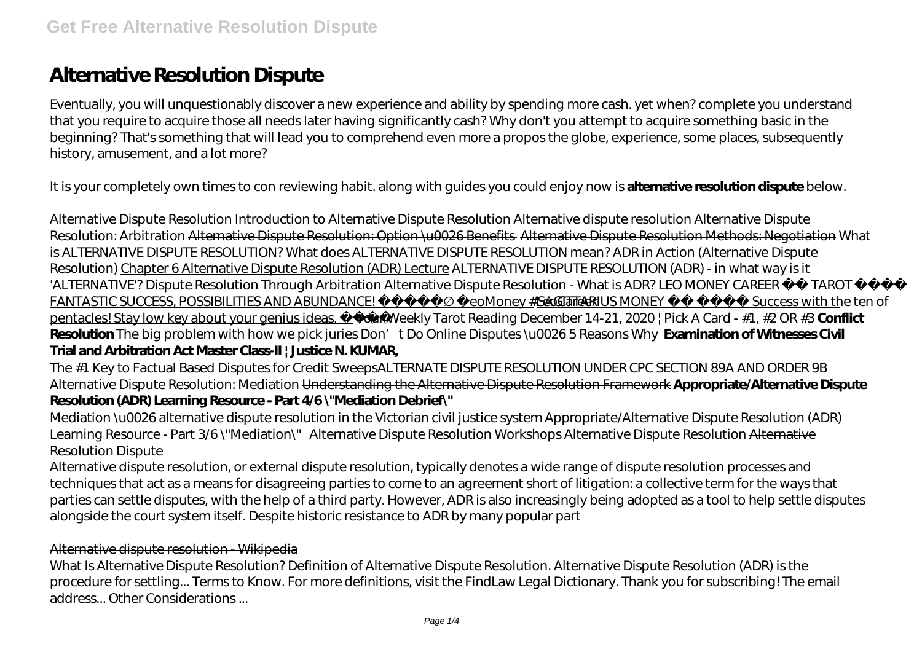# Alternative Resolution Dispute

Eventually, you will unquestionably discover a new experience and ability by spending more cash. yet when? complete you understand that you require to acquire those all needs later having significantly cash? Why don't you attempt to acquire something basic in the beginning? That's something that will lead you to comprehend even more a propos the globe, experience, some places, subsequently history, amusement, and a lot more?

It is your completely own times to con reviewing habit. along with guides you could enjoy now is **alternative resolution dispute** below.

*Alternative Dispute Resolution Introduction to Alternative Dispute Resolution Alternative dispute resolution Alternative Dispute Resolution: Arbitration* ~~Alternative Dispute Resolution: Option \u0026 Benefits~~ ~~Alternative Dispute Resolution Methods: Negotiation~~ *What is ALTERNATIVE DISPUTE RESOLUTION? What does ALTERNATIVE DISPUTE RESOLUTION mean? ADR in Action (Alternative Dispute Resolution)* Chapter 6 Alternative Dispute Resolution (ADR) Lecture *ALTERNATIVE DISPUTE RESOLUTION (ADR) - in what way is it 'ALTERNATIVE'? Dispute Resolution Through Arbitration* Alternative Dispute Resolution - What is ADR? LEO MONEY CAREER TAROT FANTASTIC SUCCESS, POSSIBILITIES AND ABUNDANCE! LeoMoney #LeoCareer SAGITTARIUS MONEY Success with the ten of pentacles! Stay low key about your genius ideas. *Your Weekly Tarot Reading December 14-21, 2020 | Pick A Card - #1, #2 OR #3* **Conflict Resolution** *The big problem with how we pick juries* ~~Don't Do Online Disputes \u0026 5 Reasons Why~~ **Examination of Witnesses Civil Trial and Arbitration Act Master Class-II | Justice N. KUMAR,**

The #1 Key to Factual Based Disputes for Credit Sweeps~~ALTERNATE DISPUTE RESOLUTION UNDER CPC SECTION 89A AND ORDER 9B~~ Alternative Dispute Resolution: Mediation ~~Understanding the Alternative Dispute Resolution Framework~~ **Appropriate/Alternative Dispute Resolution (ADR) Learning Resource - Part 4/6 \"Mediation Debrief\"**

Mediation \u0026 alternative dispute resolution in the Victorian civil justice system *Appropriate/Alternative Dispute Resolution (ADR) Learning Resource - Part 3/6 \"Mediation\" Alternative Dispute Resolution Workshops Alternative Dispute Resolution* ~~Alternative Resolution Dispute~~

Alternative dispute resolution, or external dispute resolution, typically denotes a wide range of dispute resolution processes and techniques that act as a means for disagreeing parties to come to an agreement short of litigation: a collective term for the ways that parties can settle disputes, with the help of a third party. However, ADR is also increasingly being adopted as a tool to help settle disputes alongside the court system itself. Despite historic resistance to ADR by many popular part

~~Alternative dispute resolution - Wikipedia~~

What Is Alternative Dispute Resolution? Definition of Alternative Dispute Resolution. Alternative Dispute Resolution (ADR) is the procedure for settling... Terms to Know. For more definitions, visit the FindLaw Legal Dictionary. Thank you for subscribing! The email address... Other Considerations ...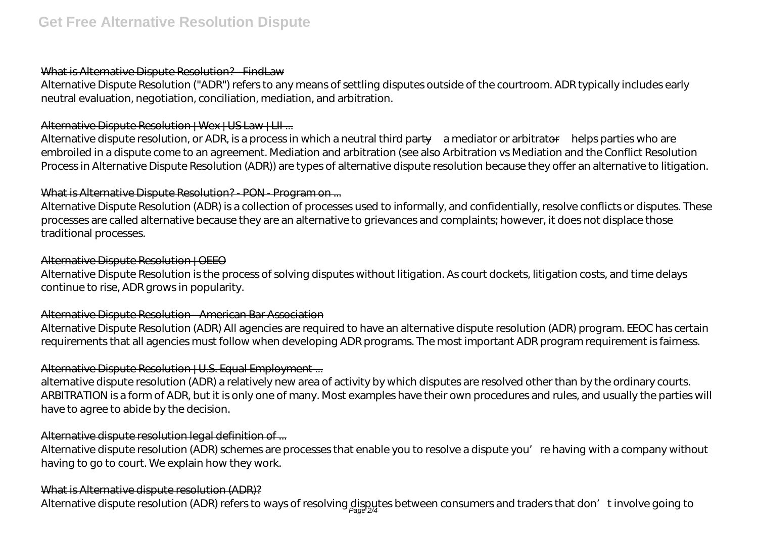### What is Alternative Dispute Resolution? - FindLaw

Alternative Dispute Resolution ("ADR") refers to any means of settling disputes outside of the courtroom. ADR typically includes early neutral evaluation, negotiation, conciliation, mediation, and arbitration.

### Alternative Dispute Resolution | Wex | US Law | LII ...

Alternative dispute resolution, or ADR, is a process in which a neutral third party—a mediator or arbitrator—helps parties who are embroiled in a dispute come to an agreement. Mediation and arbitration (see also Arbitration vs Mediation and the Conflict Resolution Process in Alternative Dispute Resolution (ADR)) are types of alternative dispute resolution because they offer an alternative to litigation.

### What is Alternative Dispute Resolution? - PON - Program on ...

Alternative Dispute Resolution (ADR) is a collection of processes used to informally, and confidentially, resolve conflicts or disputes. These processes are called alternative because they are an alternative to grievances and complaints; however, it does not displace those traditional processes.

### Alternative Dispute Resolution | OEEO

Alternative Dispute Resolution is the process of solving disputes without litigation. As court dockets, litigation costs, and time delays continue to rise, ADR grows in popularity.

### Alternative Dispute Resolution - American Bar Association

Alternative Dispute Resolution (ADR) All agencies are required to have an alternative dispute resolution (ADR) program. EEOC has certain requirements that all agencies must follow when developing ADR programs. The most important ADR program requirement is fairness.

### Alternative Dispute Resolution | U.S. Equal Employment ...

alternative dispute resolution (ADR) a relatively new area of activity by which disputes are resolved other than by the ordinary courts. ARBITRATION is a form of ADR, but it is only one of many. Most examples have their own procedures and rules, and usually the parties will have to agree to abide by the decision.

### Alternative dispute resolution legal definition of ...

Alternative dispute resolution (ADR) schemes are processes that enable you to resolve a dispute you're having with a company without having to go to court. We explain how they work.

### What is Alternative dispute resolution (ADR)?

Alternative dispute resolution (ADR) refers to ways of resolving disputes between consumers and traders that don't involve going to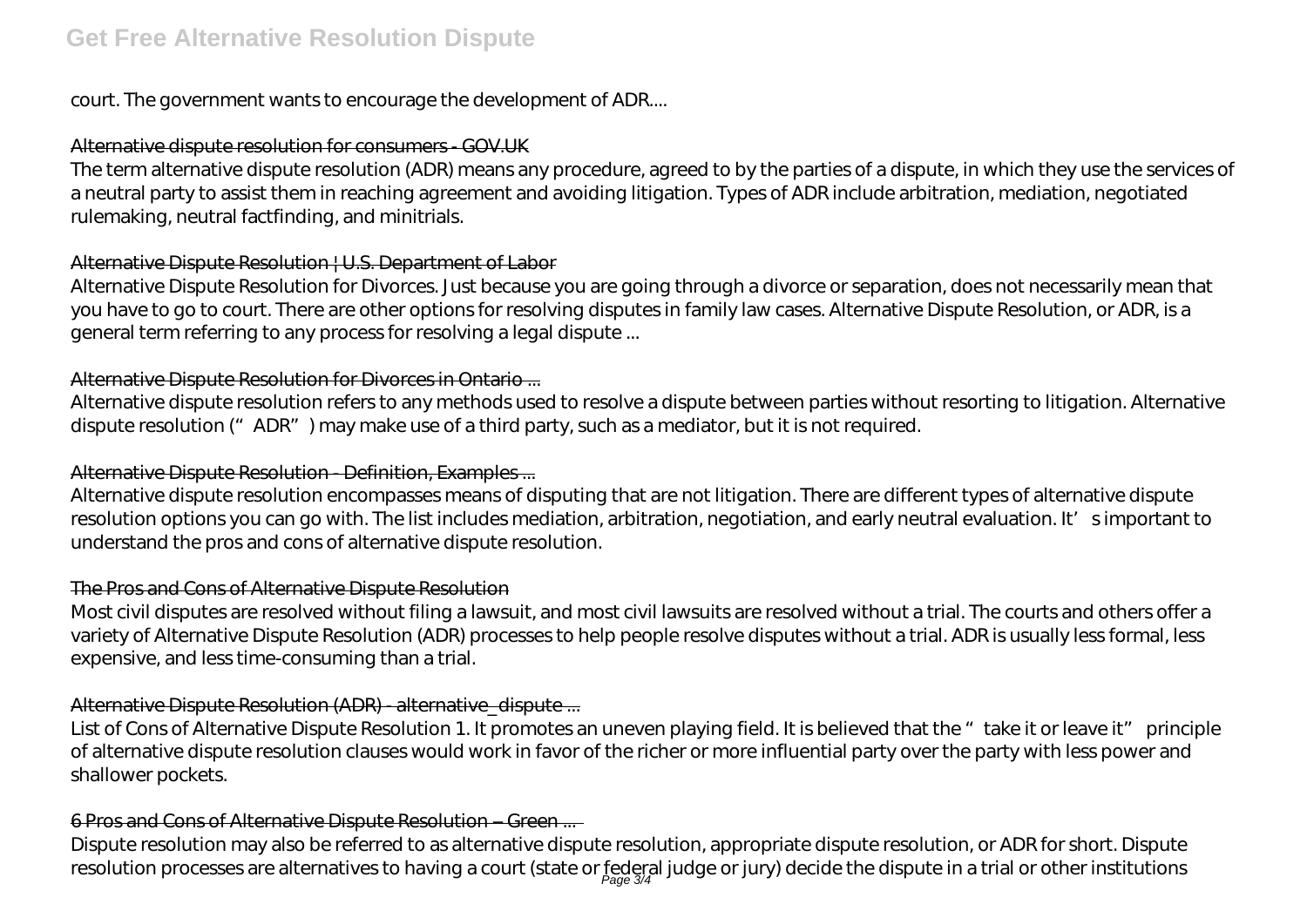court. The government wants to encourage the development of ADR....

### Alternative dispute resolution for consumers - GOV.UK

The term alternative dispute resolution (ADR) means any procedure, agreed to by the parties of a dispute, in which they use the services of a neutral party to assist them in reaching agreement and avoiding litigation. Types of ADR include arbitration, mediation, negotiated rulemaking, neutral factfinding, and minitrials.

### Alternative Dispute Resolution | U.S. Department of Labor

Alternative Dispute Resolution for Divorces. Just because you are going through a divorce or separation, does not necessarily mean that you have to go to court. There are other options for resolving disputes in family law cases. Alternative Dispute Resolution, or ADR, is a general term referring to any process for resolving a legal dispute ...

### Alternative Dispute Resolution for Divorces in Ontario ...

Alternative dispute resolution refers to any methods used to resolve a dispute between parties without resorting to litigation. Alternative dispute resolution ("ADR") may make use of a third party, such as a mediator, but it is not required.

### Alternative Dispute Resolution - Definition, Examples ...

Alternative dispute resolution encompasses means of disputing that are not litigation. There are different types of alternative dispute resolution options you can go with. The list includes mediation, arbitration, negotiation, and early neutral evaluation. It's important to understand the pros and cons of alternative dispute resolution.

### The Pros and Cons of Alternative Dispute Resolution

Most civil disputes are resolved without filing a lawsuit, and most civil lawsuits are resolved without a trial. The courts and others offer a variety of Alternative Dispute Resolution (ADR) processes to help people resolve disputes without a trial. ADR is usually less formal, less expensive, and less time-consuming than a trial.

### Alternative Dispute Resolution (ADR) - alternative_dispute ...

List of Cons of Alternative Dispute Resolution 1. It promotes an uneven playing field. It is believed that the "take it or leave it" principle of alternative dispute resolution clauses would work in favor of the richer or more influential party over the party with less power and shallower pockets.

### 6 Pros and Cons of Alternative Dispute Resolution – Green ...

Dispute resolution may also be referred to as alternative dispute resolution, appropriate dispute resolution, or ADR for short. Dispute resolution processes are alternatives to having a court (state or federal judge or jury) decide the dispute in a trial or other institutions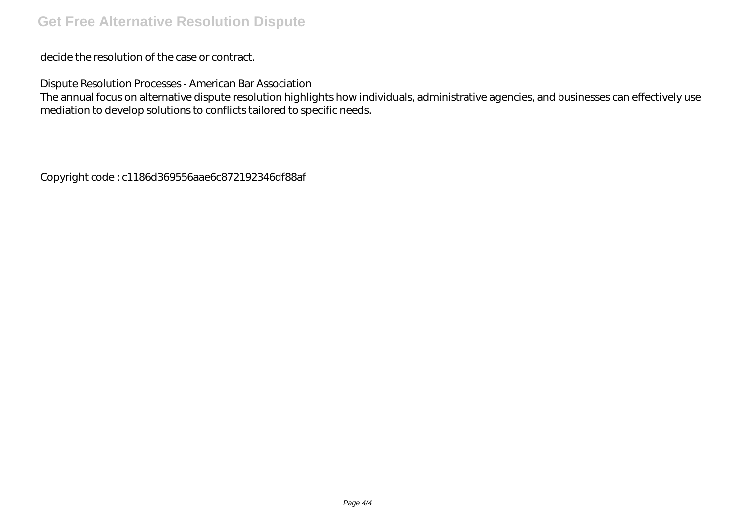decide the resolution of the case or contract.

Dispute Resolution Processes - American Bar Association

The annual focus on alternative dispute resolution highlights how individuals, administrative agencies, and businesses can effectively use mediation to develop solutions to conflicts tailored to specific needs.

Copyright code : c1186d369556aae6c872192346df88af